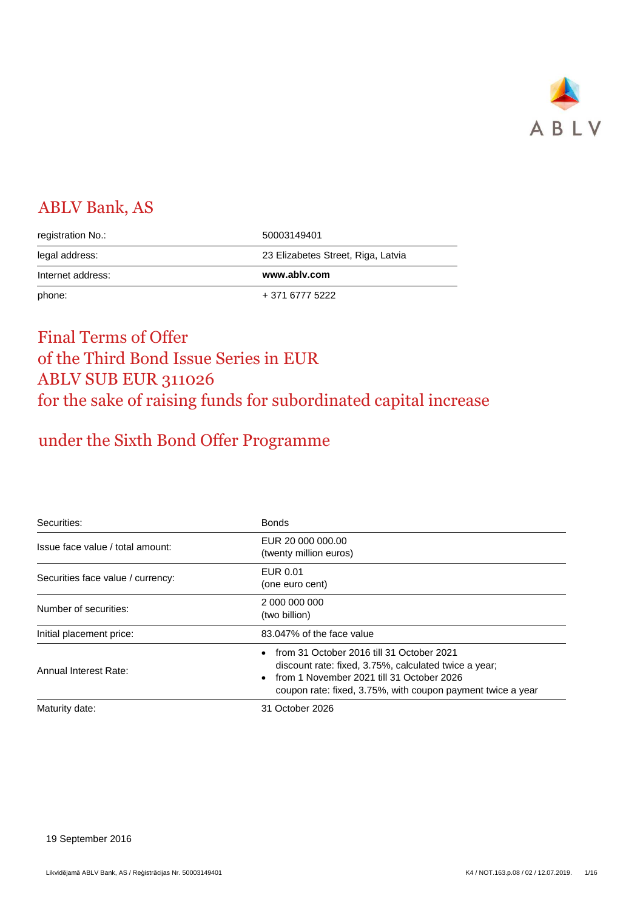# ABLV Bank, AS

| | |
|---|---|
| registration No.: | 50003149401 |
| legal address: | 23 Elizabetes Street, Riga, Latvia |
| Internet address: | **www.ablv.com** |
| phone: | + 371 6777 5222 |

# Final Terms of Offer of the Third Bond Issue Series in EUR ABLV SUB EUR 311026 for the sake of raising funds for subordinated capital increase

## under the Sixth Bond Offer Programme

| | |
|---|---|
| Securities: | Bonds |
| Issue face value / total amount: | EUR 20 000 000.00<br>(twenty million euros) |
| Securities face value / currency: | EUR 0.01<br>(one euro cent) |
| Number of securities: | 2 000 000 000<br>(two billion) |
| Initial placement price: | 83.047% of the face value |
| Annual Interest Rate: | • from 31 October 2016 till 31 October 2021 discount rate: fixed, 3.75%, calculated twice a year;<br>• from 1 November 2021 till 31 October 2026 coupon rate: fixed, 3.75%, with coupon payment twice a year |
| Maturity date: | 31 October 2026 |

19 September 2016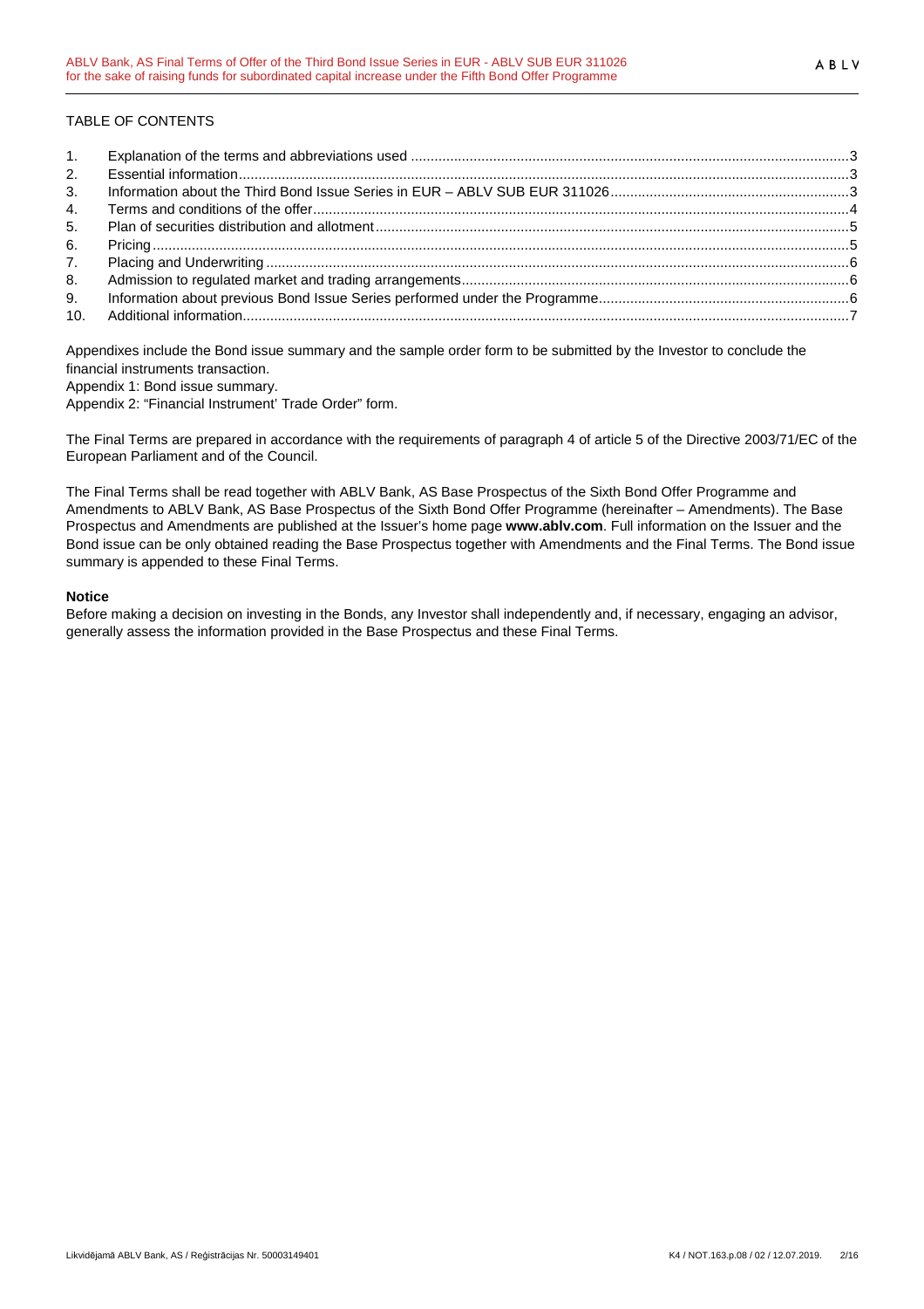TABLE OF CONTENTS

| | | |
|---|---|---|
| 1. | Explanation of the terms and abbreviations used | 3 |
| 2. | Essential information | 3 |
| 3. | Information about the Third Bond Issue Series in EUR – ABLV SUB EUR 311026 | 3 |
| 4. | Terms and conditions of the offer | 4 |
| 5. | Plan of securities distribution and allotment | 5 |
| 6. | Pricing | 5 |
| 7. | Placing and Underwriting | 6 |
| 8. | Admission to regulated market and trading arrangements | 6 |
| 9. | Information about previous Bond Issue Series performed under the Programme | 6 |
| 10. | Additional information | 7 |

Appendixes include the Bond issue summary and the sample order form to be submitted by the Investor to conclude the financial instruments transaction.

Appendix 1: Bond issue summary.

Appendix 2: "Financial Instrument' Trade Order" form.

The Final Terms are prepared in accordance with the requirements of paragraph 4 of article 5 of the Directive 2003/71/EC of the European Parliament and of the Council.

The Final Terms shall be read together with ABLV Bank, AS Base Prospectus of the Sixth Bond Offer Programme and Amendments to ABLV Bank, AS Base Prospectus of the Sixth Bond Offer Programme (hereinafter – Amendments). The Base Prospectus and Amendments are published at the Issuer's home page **www.ablv.com**. Full information on the Issuer and the Bond issue can be only obtained reading the Base Prospectus together with Amendments and the Final Terms. The Bond issue summary is appended to these Final Terms.

**Notice**

Before making a decision on investing in the Bonds, any Investor shall independently and, if necessary, engaging an advisor, generally assess the information provided in the Base Prospectus and these Final Terms.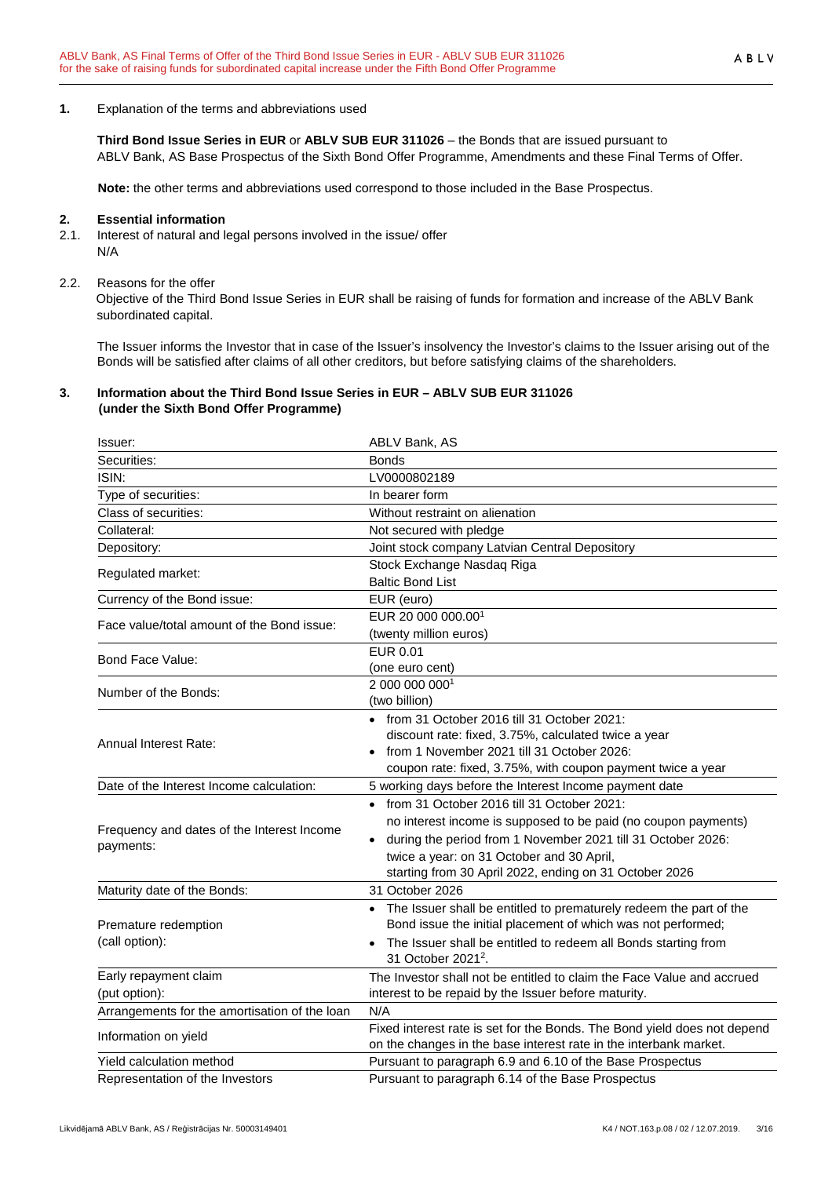**1.** Explanation of the terms and abbreviations used

**Third Bond Issue Series in EUR** or **ABLV SUB EUR 311026** – the Bonds that are issued pursuant to ABLV Bank, AS Base Prospectus of the Sixth Bond Offer Programme, Amendments and these Final Terms of Offer.

**Note:** the other terms and abbreviations used correspond to those included in the Base Prospectus.

## 2. Essential information

2.1. Interest of natural and legal persons involved in the issue/ offer
N/A

2.2. Reasons for the offer
Objective of the Third Bond Issue Series in EUR shall be raising of funds for formation and increase of the ABLV Bank subordinated capital.

The Issuer informs the Investor that in case of the Issuer's insolvency the Investor's claims to the Issuer arising out of the Bonds will be satisfied after claims of all other creditors, but before satisfying claims of the shareholders.

## 3. Information about the Third Bond Issue Series in EUR – ABLV SUB EUR 311026 (under the Sixth Bond Offer Programme)

| | |
|---|---|
| Issuer: | ABLV Bank, AS |
| Securities: | Bonds |
| ISIN: | LV0000802189 |
| Type of securities: | In bearer form |
| Class of securities: | Without restraint on alienation |
| Collateral: | Not secured with pledge |
| Depository: | Joint stock company Latvian Central Depository |
| Regulated market: | Stock Exchange Nasdaq Riga<br>Baltic Bond List |
| Currency of the Bond issue: | EUR (euro) |
| Face value/total amount of the Bond issue: | EUR 20 000 000.00[1]<br>(twenty million euros) |
| Bond Face Value: | EUR 0.01<br>(one euro cent) |
| Number of the Bonds: | 2 000 000 000[1]<br>(two billion) |
| Annual Interest Rate: | • from 31 October 2016 till 31 October 2021:<br>discount rate: fixed, 3.75%, calculated twice a year<br>• from 1 November 2021 till 31 October 2026:<br>coupon rate: fixed, 3.75%, with coupon payment twice a year |
| Date of the Interest Income calculation: | 5 working days before the Interest Income payment date |
| Frequency and dates of the Interest Income payments: | • from 31 October 2016 till 31 October 2021:<br>no interest income is supposed to be paid (no coupon payments)<br>• during the period from 1 November 2021 till 31 October 2026:<br>twice a year: on 31 October and 30 April,<br>starting from 30 April 2022, ending on 31 October 2026 |
| Maturity date of the Bonds: | 31 October 2026 |
| Premature redemption<br>(call option): | • The Issuer shall be entitled to prematurely redeem the part of the Bond issue the initial placement of which was not performed;<br>• The Issuer shall be entitled to redeem all Bonds starting from 31 October 2021[2]. |
| Early repayment claim<br>(put option): | The Investor shall not be entitled to claim the Face Value and accrued interest to be repaid by the Issuer before maturity. |
| Arrangements for the amortisation of the loan | N/A |
| Information on yield | Fixed interest rate is set for the Bonds. The Bond yield does not depend on the changes in the base interest rate in the interbank market. |
| Yield calculation method | Pursuant to paragraph 6.9 and 6.10 of the Base Prospectus |
| Representation of the Investors | Pursuant to paragraph 6.14 of the Base Prospectus |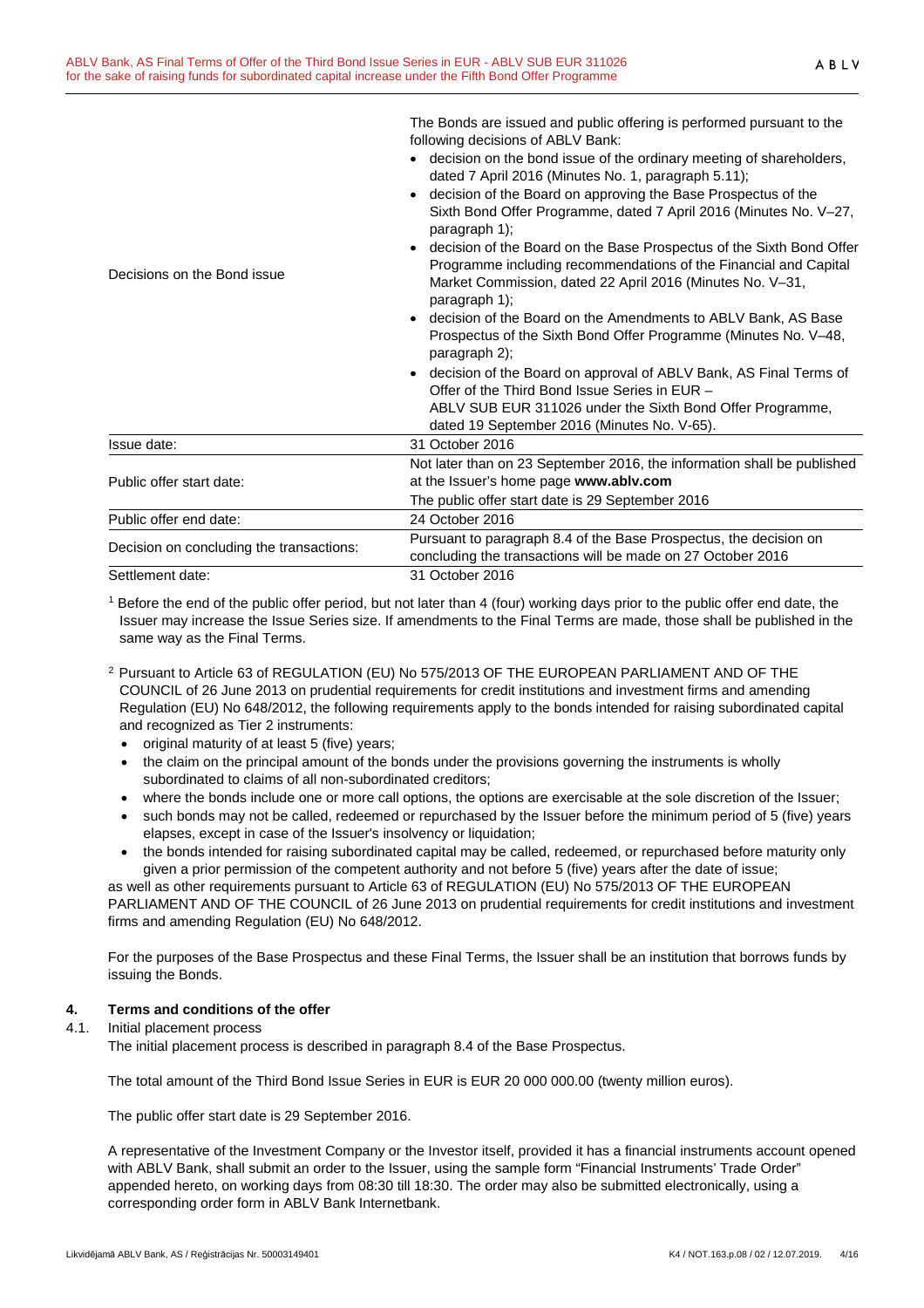| | |
|---|---|
| Decisions on the Bond issue | The Bonds are issued and public offering is performed pursuant to the following decisions of ABLV Bank:<br>• decision on the bond issue of the ordinary meeting of shareholders, dated 7 April 2016 (Minutes No. 1, paragraph 5.11);<br>• decision of the Board on approving the Base Prospectus of the Sixth Bond Offer Programme, dated 7 April 2016 (Minutes No. V–27, paragraph 1);<br>• decision of the Board on the Base Prospectus of the Sixth Bond Offer Programme including recommendations of the Financial and Capital Market Commission, dated 22 April 2016 (Minutes No. V–31, paragraph 1);<br>• decision of the Board on the Amendments to ABLV Bank, AS Base Prospectus of the Sixth Bond Offer Programme (Minutes No. V–48, paragraph 2);<br>• decision of the Board on approval of ABLV Bank, AS Final Terms of Offer of the Third Bond Issue Series in EUR – ABLV SUB EUR 311026 under the Sixth Bond Offer Programme, dated 19 September 2016 (Minutes No. V-65). |
| Issue date: | 31 October 2016 |
| Public offer start date: | Not later than on 23 September 2016, the information shall be published at the Issuer's home page **www.ablv.com**<br>The public offer start date is 29 September 2016 |
| Public offer end date: | 24 October 2016 |
| Decision on concluding the transactions: | Pursuant to paragraph 8.4 of the Base Prospectus, the decision on concluding the transactions will be made on 27 October 2016 |
| Settlement date: | 31 October 2016 |

[1] Before the end of the public offer period, but not later than 4 (four) working days prior to the public offer end date, the Issuer may increase the Issue Series size. If amendments to the Final Terms are made, those shall be published in the same way as the Final Terms.

[2] Pursuant to Article 63 of REGULATION (EU) No 575/2013 OF THE EUROPEAN PARLIAMENT AND OF THE COUNCIL of 26 June 2013 on prudential requirements for credit institutions and investment firms and amending Regulation (EU) No 648/2012, the following requirements apply to the bonds intended for raising subordinated capital and recognized as Tier 2 instruments:

- original maturity of at least 5 (five) years;
- the claim on the principal amount of the bonds under the provisions governing the instruments is wholly subordinated to claims of all non-subordinated creditors;
- where the bonds include one or more call options, the options are exercisable at the sole discretion of the Issuer;
- such bonds may not be called, redeemed or repurchased by the Issuer before the minimum period of 5 (five) years elapses, except in case of the Issuer's insolvency or liquidation;
- the bonds intended for raising subordinated capital may be called, redeemed, or repurchased before maturity only given a prior permission of the competent authority and not before 5 (five) years after the date of issue;

as well as other requirements pursuant to Article 63 of REGULATION (EU) No 575/2013 OF THE EUROPEAN PARLIAMENT AND OF THE COUNCIL of 26 June 2013 on prudential requirements for credit institutions and investment firms and amending Regulation (EU) No 648/2012.

For the purposes of the Base Prospectus and these Final Terms, the Issuer shall be an institution that borrows funds by issuing the Bonds.

## 4. Terms and conditions of the offer

4.1. Initial placement process

The initial placement process is described in paragraph 8.4 of the Base Prospectus.

The total amount of the Third Bond Issue Series in EUR is EUR 20 000 000.00 (twenty million euros).

The public offer start date is 29 September 2016.

A representative of the Investment Company or the Investor itself, provided it has a financial instruments account opened with ABLV Bank, shall submit an order to the Issuer, using the sample form "Financial Instruments' Trade Order" appended hereto, on working days from 08:30 till 18:30. The order may also be submitted electronically, using a corresponding order form in ABLV Bank Internetbank.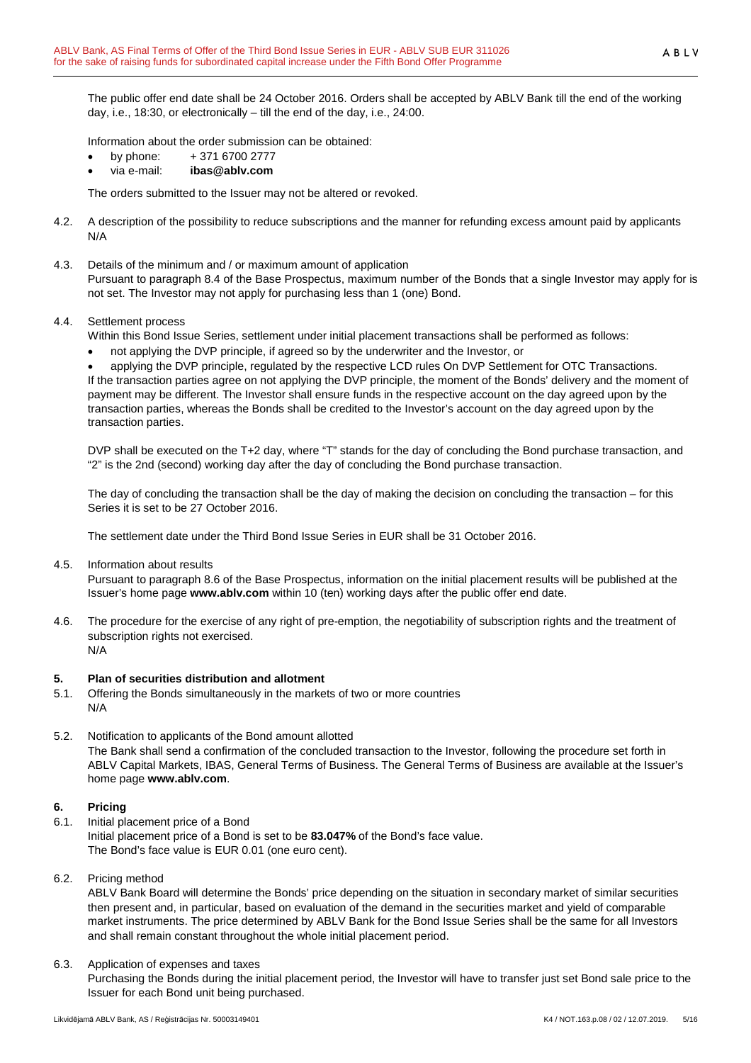The public offer end date shall be 24 October 2016. Orders shall be accepted by ABLV Bank till the end of the working day, i.e., 18:30, or electronically – till the end of the day, i.e., 24:00.

Information about the order submission can be obtained:

- by phone: + 371 6700 2777
- via e-mail: **ibas@ablv.com**

The orders submitted to the Issuer may not be altered or revoked.

4.2. A description of the possibility to reduce subscriptions and the manner for refunding excess amount paid by applicants
N/A

4.3. Details of the minimum and / or maximum amount of application
Pursuant to paragraph 8.4 of the Base Prospectus, maximum number of the Bonds that a single Investor may apply for is not set. The Investor may not apply for purchasing less than 1 (one) Bond.

4.4. Settlement process
Within this Bond Issue Series, settlement under initial placement transactions shall be performed as follows:

- not applying the DVP principle, if agreed so by the underwriter and the Investor, or
- applying the DVP principle, regulated by the respective LCD rules On DVP Settlement for OTC Transactions.

If the transaction parties agree on not applying the DVP principle, the moment of the Bonds' delivery and the moment of payment may be different. The Investor shall ensure funds in the respective account on the day agreed upon by the transaction parties, whereas the Bonds shall be credited to the Investor's account on the day agreed upon by the transaction parties.

DVP shall be executed on the T+2 day, where "T" stands for the day of concluding the Bond purchase transaction, and "2" is the 2nd (second) working day after the day of concluding the Bond purchase transaction.

The day of concluding the transaction shall be the day of making the decision on concluding the transaction – for this Series it is set to be 27 October 2016.

The settlement date under the Third Bond Issue Series in EUR shall be 31 October 2016.

4.5. Information about results
Pursuant to paragraph 8.6 of the Base Prospectus, information on the initial placement results will be published at the Issuer's home page **www.ablv.com** within 10 (ten) working days after the public offer end date.

4.6. The procedure for the exercise of any right of pre-emption, the negotiability of subscription rights and the treatment of subscription rights not exercised.
N/A

## 5. Plan of securities distribution and allotment

5.1. Offering the Bonds simultaneously in the markets of two or more countries
N/A

5.2. Notification to applicants of the Bond amount allotted
The Bank shall send a confirmation of the concluded transaction to the Investor, following the procedure set forth in ABLV Capital Markets, IBAS, General Terms of Business. The General Terms of Business are available at the Issuer's home page **www.ablv.com**.

## 6. Pricing

6.1. Initial placement price of a Bond
Initial placement price of a Bond is set to be **83.047%** of the Bond's face value.
The Bond's face value is EUR 0.01 (one euro cent).

6.2. Pricing method
ABLV Bank Board will determine the Bonds' price depending on the situation in secondary market of similar securities then present and, in particular, based on evaluation of the demand in the securities market and yield of comparable market instruments. The price determined by ABLV Bank for the Bond Issue Series shall be the same for all Investors and shall remain constant throughout the whole initial placement period.

6.3. Application of expenses and taxes
Purchasing the Bonds during the initial placement period, the Investor will have to transfer just set Bond sale price to the Issuer for each Bond unit being purchased.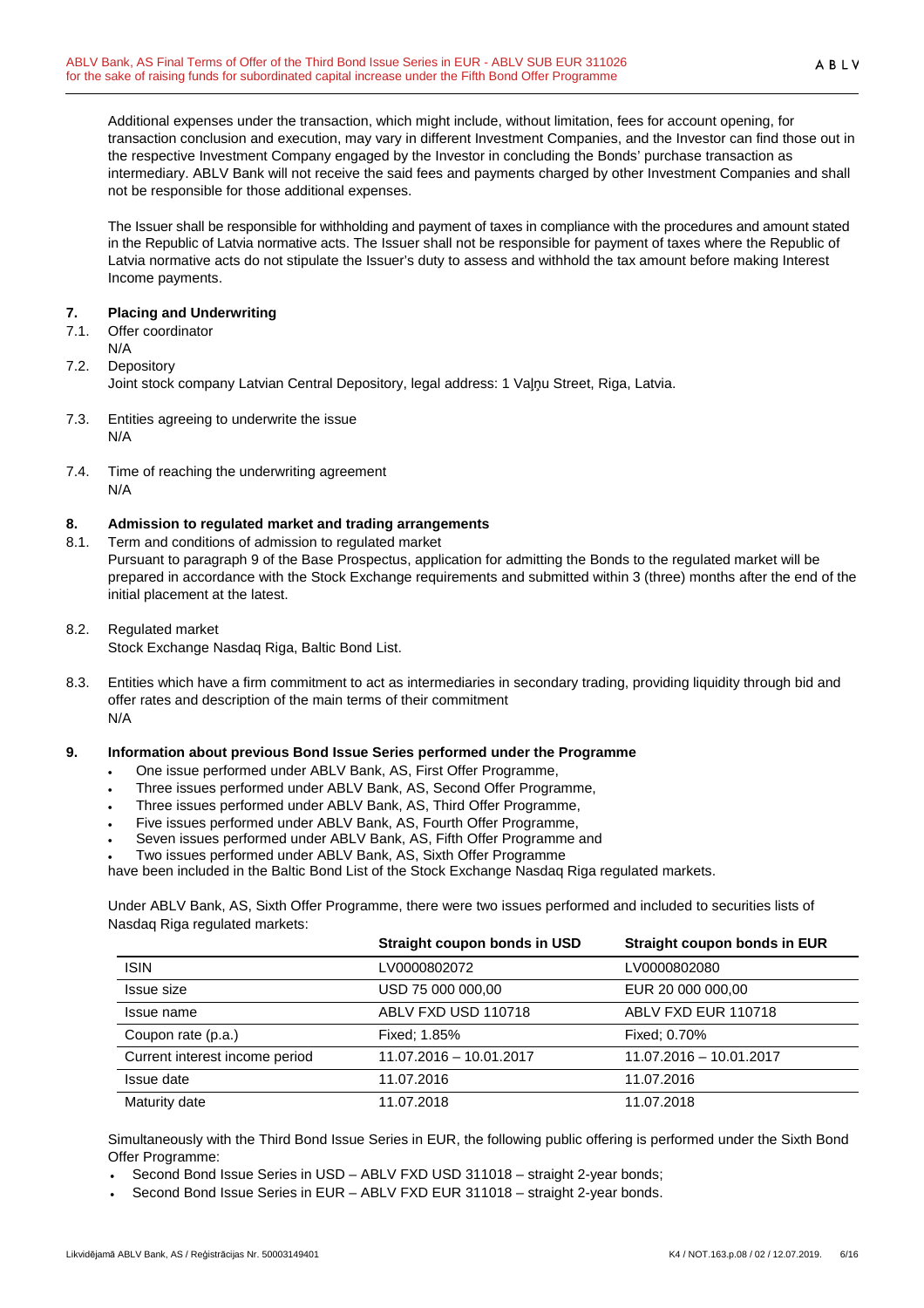Additional expenses under the transaction, which might include, without limitation, fees for account opening, for transaction conclusion and execution, may vary in different Investment Companies, and the Investor can find those out in the respective Investment Company engaged by the Investor in concluding the Bonds' purchase transaction as intermediary. ABLV Bank will not receive the said fees and payments charged by other Investment Companies and shall not be responsible for those additional expenses.

The Issuer shall be responsible for withholding and payment of taxes in compliance with the procedures and amount stated in the Republic of Latvia normative acts. The Issuer shall not be responsible for payment of taxes where the Republic of Latvia normative acts do not stipulate the Issuer's duty to assess and withhold the tax amount before making Interest Income payments.

## 7. Placing and Underwriting

7.1. Offer coordinator
N/A

7.2. Depository
Joint stock company Latvian Central Depository, legal address: 1 Vaļņu Street, Riga, Latvia.

7.3. Entities agreeing to underwrite the issue
N/A

7.4. Time of reaching the underwriting agreement
N/A

## 8. Admission to regulated market and trading arrangements

8.1. Term and conditions of admission to regulated market
Pursuant to paragraph 9 of the Base Prospectus, application for admitting the Bonds to the regulated market will be prepared in accordance with the Stock Exchange requirements and submitted within 3 (three) months after the end of the initial placement at the latest.

8.2. Regulated market
Stock Exchange Nasdaq Riga, Baltic Bond List.

8.3. Entities which have a firm commitment to act as intermediaries in secondary trading, providing liquidity through bid and offer rates and description of the main terms of their commitment
N/A

## 9. Information about previous Bond Issue Series performed under the Programme

- One issue performed under ABLV Bank, AS, First Offer Programme,
- Three issues performed under ABLV Bank, AS, Second Offer Programme,
- Three issues performed under ABLV Bank, AS, Third Offer Programme,
- Five issues performed under ABLV Bank, AS, Fourth Offer Programme,
- Seven issues performed under ABLV Bank, AS, Fifth Offer Programme and
- Two issues performed under ABLV Bank, AS, Sixth Offer Programme

have been included in the Baltic Bond List of the Stock Exchange Nasdaq Riga regulated markets.

Under ABLV Bank, AS, Sixth Offer Programme, there were two issues performed and included to securities lists of Nasdaq Riga regulated markets:

| | Straight coupon bonds in USD | Straight coupon bonds in EUR |
|---|---|---|
| ISIN | LV0000802072 | LV0000802080 |
| Issue size | USD 75 000 000,00 | EUR 20 000 000,00 |
| Issue name | ABLV FXD USD 110718 | ABLV FXD EUR 110718 |
| Coupon rate (p.a.) | Fixed; 1.85% | Fixed; 0.70% |
| Current interest income period | 11.07.2016 – 10.01.2017 | 11.07.2016 – 10.01.2017 |
| Issue date | 11.07.2016 | 11.07.2016 |
| Maturity date | 11.07.2018 | 11.07.2018 |

Simultaneously with the Third Bond Issue Series in EUR, the following public offering is performed under the Sixth Bond Offer Programme:

- Second Bond Issue Series in USD – ABLV FXD USD 311018 – straight 2-year bonds;
- Second Bond Issue Series in EUR – ABLV FXD EUR 311018 – straight 2-year bonds.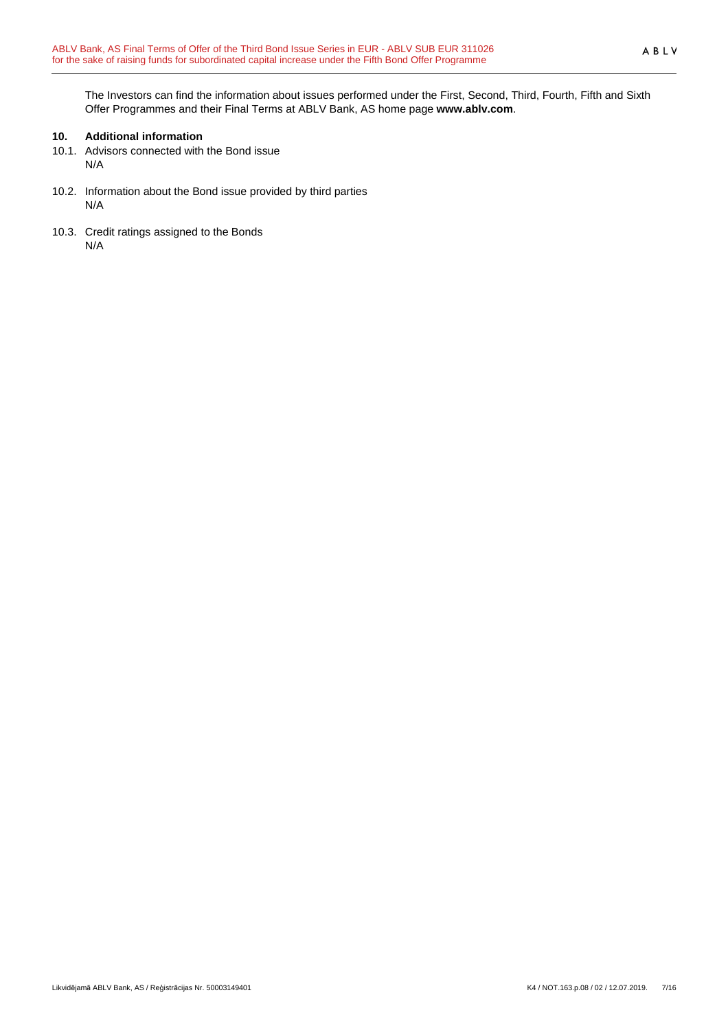The Investors can find the information about issues performed under the First, Second, Third, Fourth, Fifth and Sixth Offer Programmes and their Final Terms at ABLV Bank, AS home page **www.ablv.com**.

## 10. Additional information

10.1. Advisors connected with the Bond issue

N/A

10.2. Information about the Bond issue provided by third parties

N/A

10.3. Credit ratings assigned to the Bonds

N/A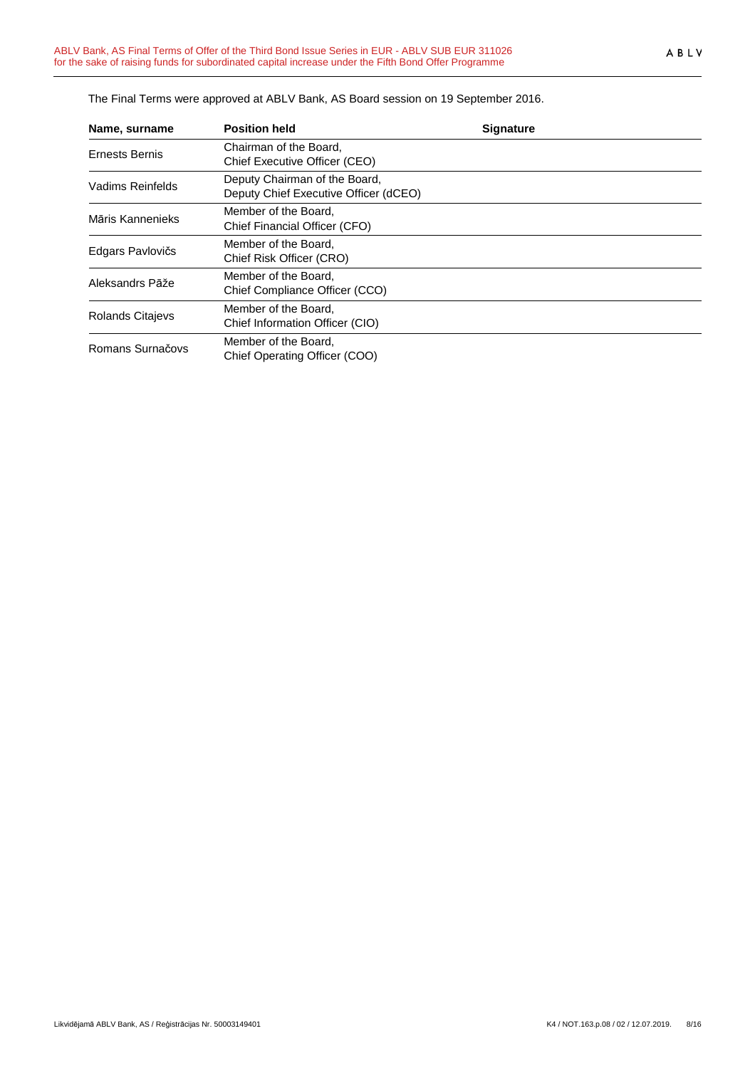The Final Terms were approved at ABLV Bank, AS Board session on 19 September 2016.

| Name, surname | Position held | Signature |
|---|---|---|
| Ernests Bernis | Chairman of the Board, Chief Executive Officer (CEO) | |
| Vadims Reinfelds | Deputy Chairman of the Board, Deputy Chief Executive Officer (dCEO) | |
| Māris Kannenieks | Member of the Board, Chief Financial Officer (CFO) | |
| Edgars Pavlovičs | Member of the Board, Chief Risk Officer (CRO) | |
| Aleksandrs Pāže | Member of the Board, Chief Compliance Officer (CCO) | |
| Rolands Citajevs | Member of the Board, Chief Information Officer (CIO) | |
| Romans Surnačovs | Member of the Board, Chief Operating Officer (COO) | |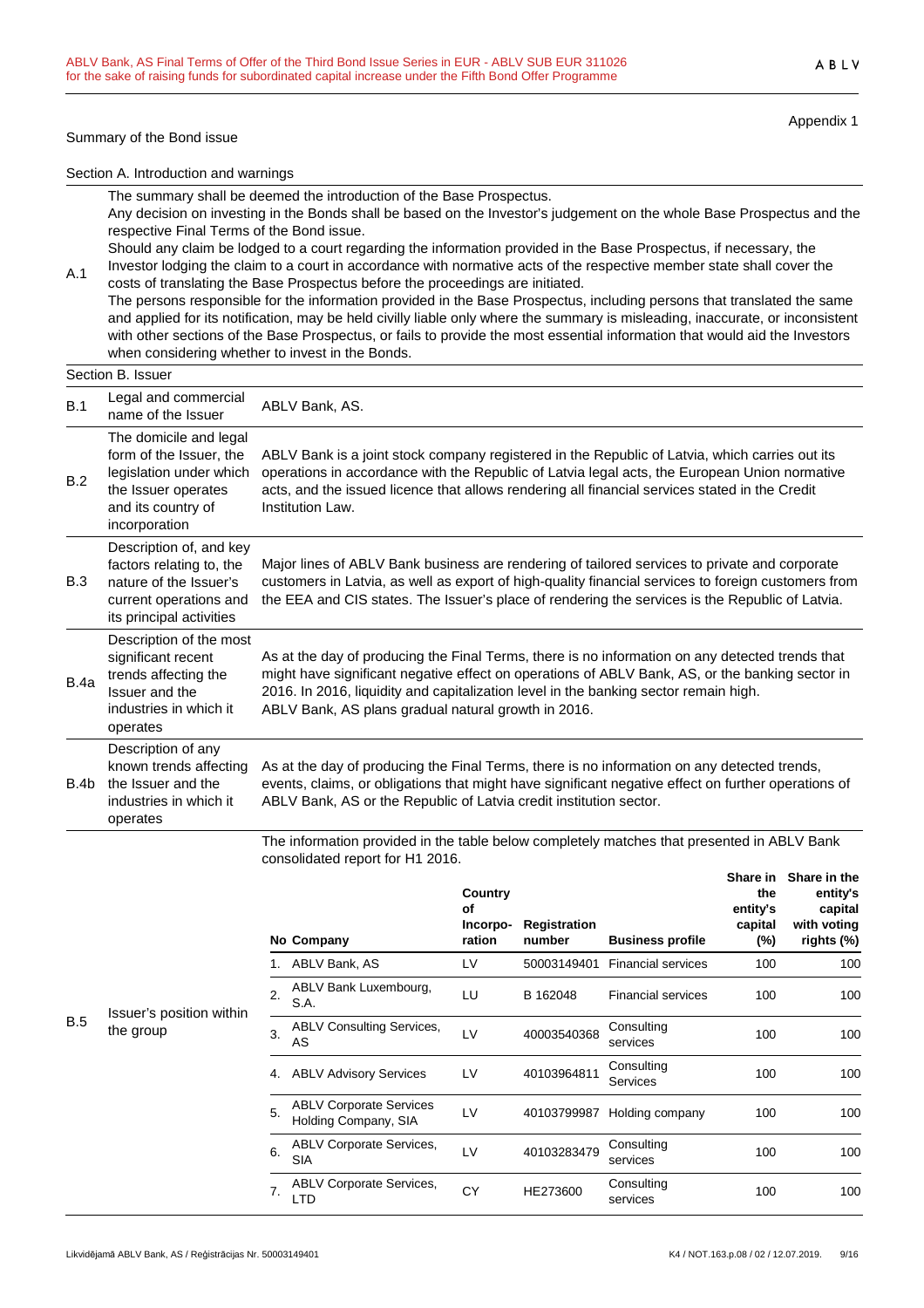Appendix 1

Summary of the Bond issue

Section A. Introduction and warnings

| | |
|---|---|
| A.1 | The summary shall be deemed the introduction of the Base Prospectus.<br>Any decision on investing in the Bonds shall be based on the Investor's judgement on the whole Base Prospectus and the respective Final Terms of the Bond issue.<br>Should any claim be lodged to a court regarding the information provided in the Base Prospectus, if necessary, the Investor lodging the claim to a court in accordance with normative acts of the respective member state shall cover the costs of translating the Base Prospectus before the proceedings are initiated.<br>The persons responsible for the information provided in the Base Prospectus, including persons that translated the same and applied for its notification, may be held civilly liable only where the summary is misleading, inaccurate, or inconsistent with other sections of the Base Prospectus, or fails to provide the most essential information that would aid the Investors when considering whether to invest in the Bonds. |

Section B. Issuer

| | | |
|---|---|---|
| B.1 | Legal and commercial name of the Issuer | ABLV Bank, AS. |
| B.2 | The domicile and legal form of the Issuer, the legislation under which the Issuer operates and its country of incorporation | ABLV Bank is a joint stock company registered in the Republic of Latvia, which carries out its operations in accordance with the Republic of Latvia legal acts, the European Union normative acts, and the issued licence that allows rendering all financial services stated in the Credit Institution Law. |
| B.3 | Description of, and key factors relating to, the nature of the Issuer's current operations and its principal activities | Major lines of ABLV Bank business are rendering of tailored services to private and corporate customers in Latvia, as well as export of high-quality financial services to foreign customers from the EEA and CIS states. The Issuer's place of rendering the services is the Republic of Latvia. |
| B.4a | Description of the most significant recent trends affecting the Issuer and the industries in which it operates | As at the day of producing the Final Terms, there is no information on any detected trends that might have significant negative effect on operations of ABLV Bank, AS, or the banking sector in 2016. In 2016, liquidity and capitalization level in the banking sector remain high.<br>ABLV Bank, AS plans gradual natural growth in 2016. |
| B.4b | Description of any known trends affecting the Issuer and the industries in which it operates | As at the day of producing the Final Terms, there is no information on any detected trends, events, claims, or obligations that might have significant negative effect on further operations of ABLV Bank, AS or the Republic of Latvia credit institution sector. |
| B.5 | Issuer's position within the group | The information provided in the table below completely matches that presented in ABLV Bank consolidated report for H1 2016. |

| No | Company | Country of Incorporation | Registration number | Business profile | Share in the entity's capital (%) | Share in the entity's capital with voting rights (%) |
|---|---|---|---|---|---|---|
| 1. | ABLV Bank, AS | LV | 50003149401 | Financial services | 100 | 100 |
| 2. | ABLV Bank Luxembourg, S.A. | LU | B 162048 | Financial services | 100 | 100 |
| 3. | ABLV Consulting Services, AS | LV | 40003540368 | Consulting services | 100 | 100 |
| 4. | ABLV Advisory Services | LV | 40103964811 | Consulting Services | 100 | 100 |
| 5. | ABLV Corporate Services Holding Company, SIA | LV | 40103799987 | Holding company | 100 | 100 |
| 6. | ABLV Corporate Services, SIA | LV | 40103283479 | Consulting services | 100 | 100 |
| 7. | ABLV Corporate Services, LTD | CY | HE273600 | Consulting services | 100 | 100 |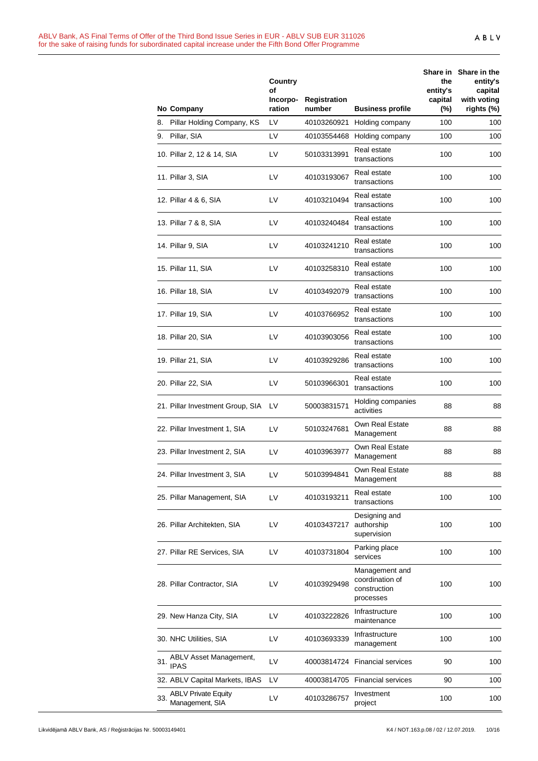| No | Company | Country of Incorpo-ration | Registration number | Business profile | Share in the entity's capital (%) | Share in the entity's capital with voting rights (%) |
|---|---|---|---|---|---|---|
| 8. | Pillar Holding Company, KS | LV | 40103260921 | Holding company | 100 | 100 |
| 9. | Pillar, SIA | LV | 40103554468 | Holding company | 100 | 100 |
| 10. | Pillar 2, 12 & 14, SIA | LV | 50103313991 | Real estate transactions | 100 | 100 |
| 11. | Pillar 3, SIA | LV | 40103193067 | Real estate transactions | 100 | 100 |
| 12. | Pillar 4 & 6, SIA | LV | 40103210494 | Real estate transactions | 100 | 100 |
| 13. | Pillar 7 & 8, SIA | LV | 40103240484 | Real estate transactions | 100 | 100 |
| 14. | Pillar 9, SIA | LV | 40103241210 | Real estate transactions | 100 | 100 |
| 15. | Pillar 11, SIA | LV | 40103258310 | Real estate transactions | 100 | 100 |
| 16. | Pillar 18, SIA | LV | 40103492079 | Real estate transactions | 100 | 100 |
| 17. | Pillar 19, SIA | LV | 40103766952 | Real estate transactions | 100 | 100 |
| 18. | Pillar 20, SIA | LV | 40103903056 | Real estate transactions | 100 | 100 |
| 19. | Pillar 21, SIA | LV | 40103929286 | Real estate transactions | 100 | 100 |
| 20. | Pillar 22, SIA | LV | 50103966301 | Real estate transactions | 100 | 100 |
| 21. | Pillar Investment Group, SIA | LV | 50003831571 | Holding companies activities | 88 | 88 |
| 22. | Pillar Investment 1, SIA | LV | 50103247681 | Own Real Estate Management | 88 | 88 |
| 23. | Pillar Investment 2, SIA | LV | 40103963977 | Own Real Estate Management | 88 | 88 |
| 24. | Pillar Investment 3, SIA | LV | 50103994841 | Own Real Estate Management | 88 | 88 |
| 25. | Pillar Management, SIA | LV | 40103193211 | Real estate transactions | 100 | 100 |
| 26. | Pillar Architekten, SIA | LV | 40103437217 | Designing and authorship supervision | 100 | 100 |
| 27. | Pillar RE Services, SIA | LV | 40103731804 | Parking place services | 100 | 100 |
| 28. | Pillar Contractor, SIA | LV | 40103929498 | Management and coordination of construction processes | 100 | 100 |
| 29. | New Hanza City, SIA | LV | 40103222826 | Infrastructure maintenance | 100 | 100 |
| 30. | NHC Utilities, SIA | LV | 40103693339 | Infrastructure management | 100 | 100 |
| 31. | ABLV Asset Management, IPAS | LV | 40003814724 | Financial services | 90 | 100 |
| 32. | ABLV Capital Markets, IBAS | LV | 40003814705 | Financial services | 90 | 100 |
| 33. | ABLV Private Equity Management, SIA | LV | 40103286757 | Investment project | 100 | 100 |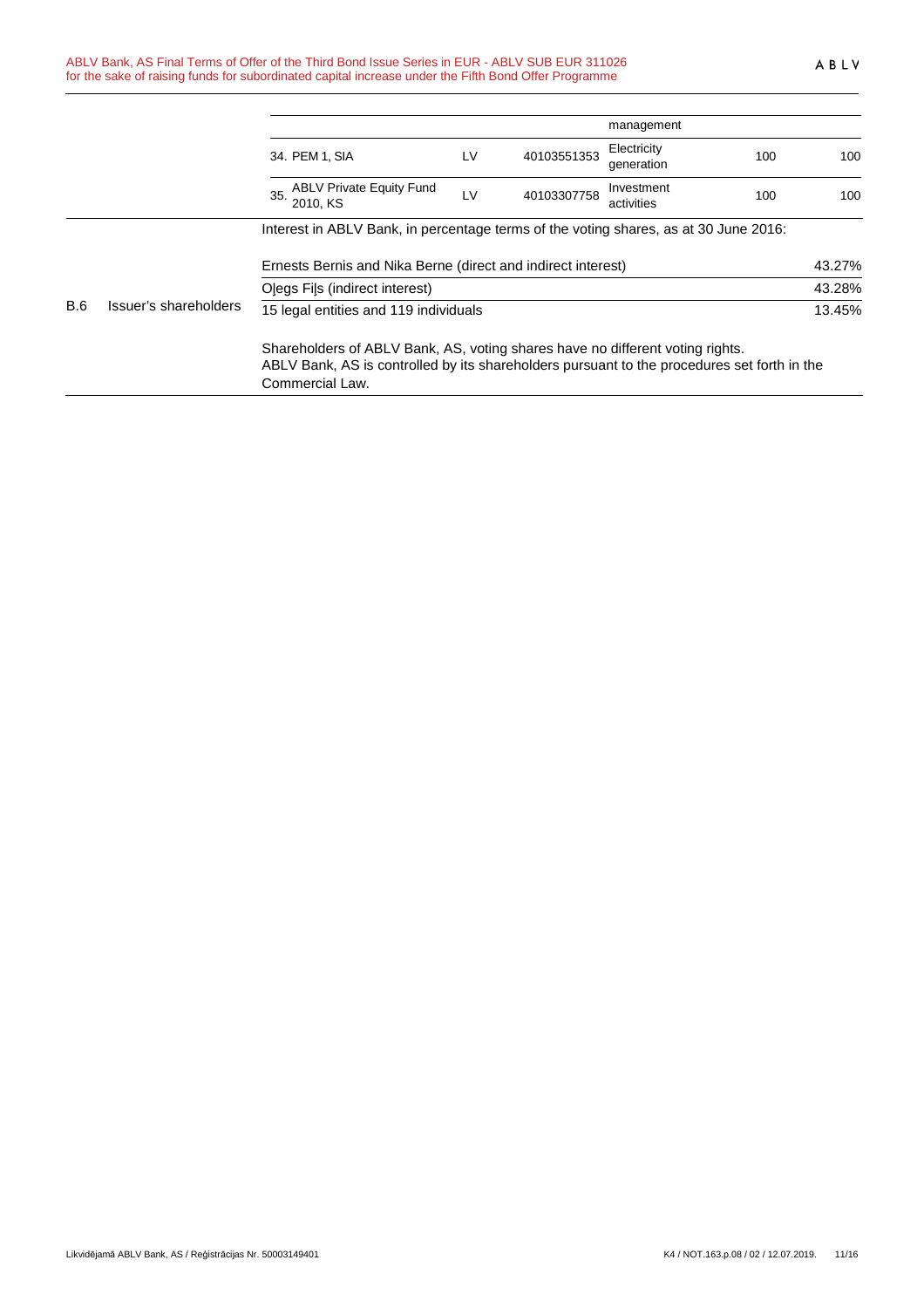| | | | | | | |
|---|---|---|---|---|---|---|
| | | | | management | | |
| | | 34. PEM 1, SIA | LV | 40103551353 | Electricity generation | 100 | 100 |
| | | 35. ABLV Private Equity Fund 2010, KS | LV | 40103307758 | Investment activities | 100 | 100 |

| | | | |
|---|---|---|---|
| B.6 | Issuer's shareholders | Interest in ABLV Bank, in percentage terms of the voting shares, as at 30 June 2016: | |
| | | Ernests Bernis and Nika Berne (direct and indirect interest) | 43.27% |
| | | Oļegs Fiļs (indirect interest) | 43.28% |
| | | 15 legal entities and 119 individuals | 13.45% |
| | | Shareholders of ABLV Bank, AS, voting shares have no different voting rights. ABLV Bank, AS is controlled by its shareholders pursuant to the procedures set forth in the Commercial Law. | |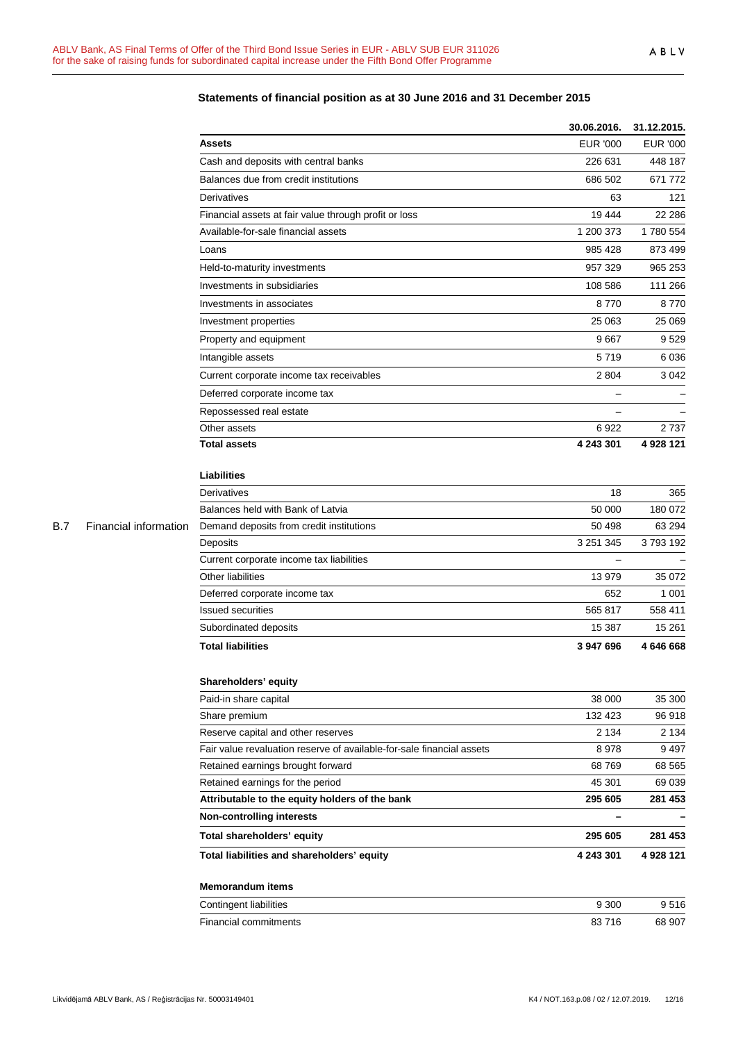B.7 Financial information

## Statements of financial position as at 30 June 2016 and 31 December 2015

| | 30.06.2016. | 31.12.2015. |
|---|---|---|
| **Assets** | EUR '000 | EUR '000 |
| Cash and deposits with central banks | 226 631 | 448 187 |
| Balances due from credit institutions | 686 502 | 671 772 |
| Derivatives | 63 | 121 |
| Financial assets at fair value through profit or loss | 19 444 | 22 286 |
| Available-for-sale financial assets | 1 200 373 | 1 780 554 |
| Loans | 985 428 | 873 499 |
| Held-to-maturity investments | 957 329 | 965 253 |
| Investments in subsidiaries | 108 586 | 111 266 |
| Investments in associates | 8 770 | 8 770 |
| Investment properties | 25 063 | 25 069 |
| Property and equipment | 9 667 | 9 529 |
| Intangible assets | 5 719 | 6 036 |
| Current corporate income tax receivables | 2 804 | 3 042 |
| Deferred corporate income tax | – | – |
| Repossessed real estate | – | – |
| Other assets | 6 922 | 2 737 |
| **Total assets** | **4 243 301** | **4 928 121** |
| | | |
| **Liabilities** | | |
| Derivatives | 18 | 365 |
| Balances held with Bank of Latvia | 50 000 | 180 072 |
| Demand deposits from credit institutions | 50 498 | 63 294 |
| Deposits | 3 251 345 | 3 793 192 |
| Current corporate income tax liabilities | – | – |
| Other liabilities | 13 979 | 35 072 |
| Deferred corporate income tax | 652 | 1 001 |
| Issued securities | 565 817 | 558 411 |
| Subordinated deposits | 15 387 | 15 261 |
| **Total liabilities** | **3 947 696** | **4 646 668** |
| | | |
| **Shareholders' equity** | | |
| Paid-in share capital | 38 000 | 35 300 |
| Share premium | 132 423 | 96 918 |
| Reserve capital and other reserves | 2 134 | 2 134 |
| Fair value revaluation reserve of available-for-sale financial assets | 8 978 | 9 497 |
| Retained earnings brought forward | 68 769 | 68 565 |
| Retained earnings for the period | 45 301 | 69 039 |
| **Attributable to the equity holders of the bank** | **295 605** | **281 453** |
| **Non-controlling interests** | **–** | **–** |
| **Total shareholders' equity** | **295 605** | **281 453** |
| **Total liabilities and shareholders' equity** | **4 243 301** | **4 928 121** |
| | | |
| **Memorandum items** | | |
| Contingent liabilities | 9 300 | 9 516 |
| Financial commitments | 83 716 | 68 907 |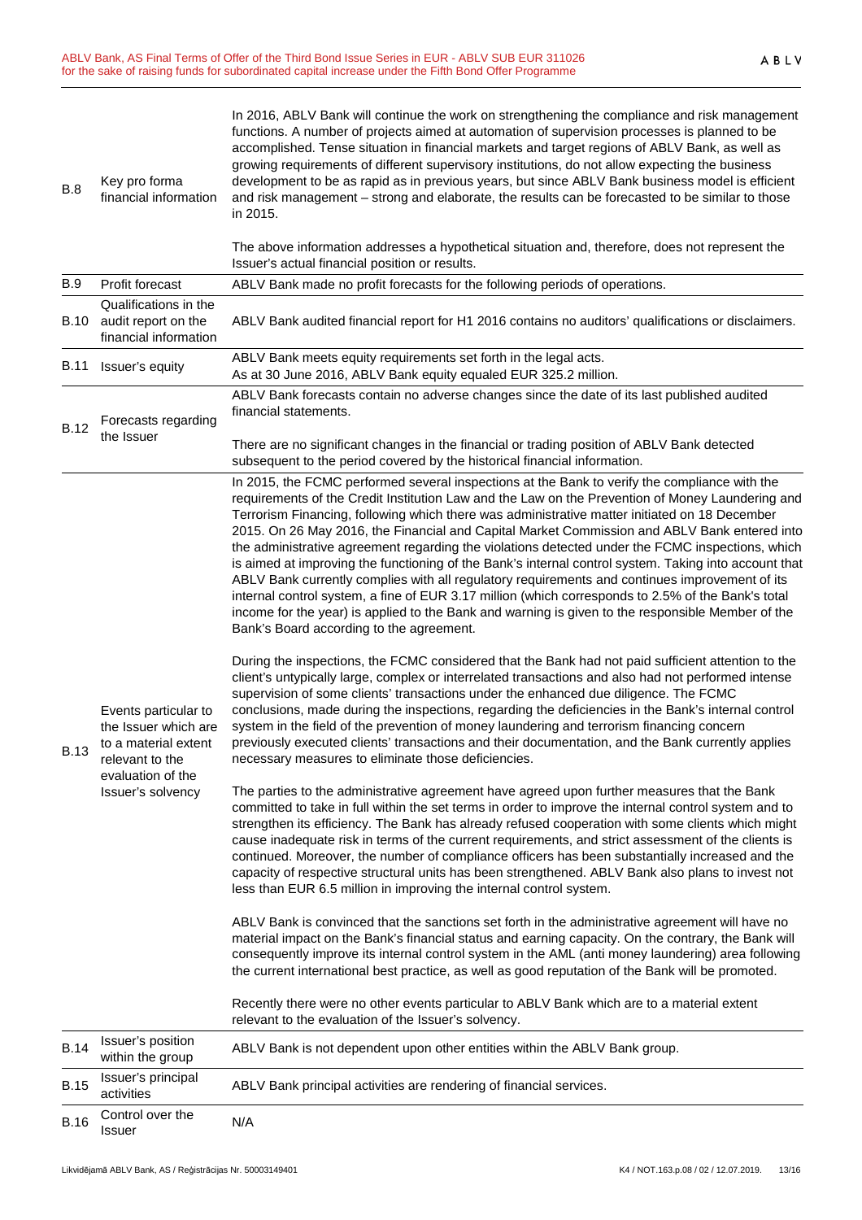| | | |
|---|---|---|
| B.8 | Key pro forma financial information | In 2016, ABLV Bank will continue the work on strengthening the compliance and risk management functions. A number of projects aimed at automation of supervision processes is planned to be accomplished. Tense situation in financial markets and target regions of ABLV Bank, as well as growing requirements of different supervisory institutions, do not allow expecting the business development to be as rapid as in previous years, but since ABLV Bank business model is efficient and risk management – strong and elaborate, the results can be forecasted to be similar to those in 2015.<br><br>The above information addresses a hypothetical situation and, therefore, does not represent the Issuer's actual financial position or results. |
| B.9 | Profit forecast | ABLV Bank made no profit forecasts for the following periods of operations. |
| B.10 | Qualifications in the audit report on the financial information | ABLV Bank audited financial report for H1 2016 contains no auditors' qualifications or disclaimers. |
| B.11 | Issuer's equity | ABLV Bank meets equity requirements set forth in the legal acts.<br>As at 30 June 2016, ABLV Bank equity equaled EUR 325.2 million. |
| B.12 | Forecasts regarding the Issuer | ABLV Bank forecasts contain no adverse changes since the date of its last published audited financial statements.<br><br>There are no significant changes in the financial or trading position of ABLV Bank detected subsequent to the period covered by the historical financial information. |
| B.13 | Events particular to the Issuer which are to a material extent relevant to the evaluation of the Issuer's solvency | In 2015, the FCMC performed several inspections at the Bank to verify the compliance with the requirements of the Credit Institution Law and the Law on the Prevention of Money Laundering and Terrorism Financing, following which there was administrative matter initiated on 18 December 2015. On 26 May 2016, the Financial and Capital Market Commission and ABLV Bank entered into the administrative agreement regarding the violations detected under the FCMC inspections, which is aimed at improving the functioning of the Bank's internal control system. Taking into account that ABLV Bank currently complies with all regulatory requirements and continues improvement of its internal control system, a fine of EUR 3.17 million (which corresponds to 2.5% of the Bank's total income for the year) is applied to the Bank and warning is given to the responsible Member of the Bank's Board according to the agreement.<br><br>During the inspections, the FCMC considered that the Bank had not paid sufficient attention to the client's untypically large, complex or interrelated transactions and also had not performed intense supervision of some clients' transactions under the enhanced due diligence. The FCMC conclusions, made during the inspections, regarding the deficiencies in the Bank's internal control system in the field of the prevention of money laundering and terrorism financing concern previously executed clients' transactions and their documentation, and the Bank currently applies necessary measures to eliminate those deficiencies.<br><br>The parties to the administrative agreement have agreed upon further measures that the Bank committed to take in full within the set terms in order to improve the internal control system and to strengthen its efficiency. The Bank has already refused cooperation with some clients which might cause inadequate risk in terms of the current requirements, and strict assessment of the clients is continued. Moreover, the number of compliance officers has been substantially increased and the capacity of respective structural units has been strengthened. ABLV Bank also plans to invest not less than EUR 6.5 million in improving the internal control system.<br><br>ABLV Bank is convinced that the sanctions set forth in the administrative agreement will have no material impact on the Bank's financial status and earning capacity. On the contrary, the Bank will consequently improve its internal control system in the AML (anti money laundering) area following the current international best practice, as well as good reputation of the Bank will be promoted.<br><br>Recently there were no other events particular to ABLV Bank which are to a material extent relevant to the evaluation of the Issuer's solvency. |
| B.14 | Issuer's position within the group | ABLV Bank is not dependent upon other entities within the ABLV Bank group. |
| B.15 | Issuer's principal activities | ABLV Bank principal activities are rendering of financial services. |
| B.16 | Control over the Issuer | N/A |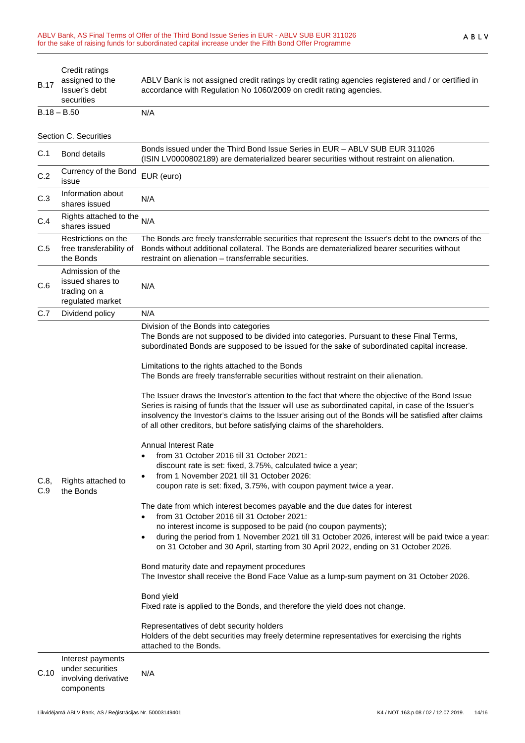| | | |
|---|---|---|
| B.17 | Credit ratings assigned to the Issuer's debt securities | ABLV Bank is not assigned credit ratings by credit rating agencies registered and / or certified in accordance with Regulation No 1060/2009 on credit rating agencies. |
| B.18 – B.50 | | N/A |

Section C. Securities

| | | |
|---|---|---|
| C.1 | Bond details | Bonds issued under the Third Bond Issue Series in EUR – ABLV SUB EUR 311026 (ISIN LV0000802189) are dematerialized bearer securities without restraint on alienation. |
| C.2 | Currency of the Bond issue | EUR (euro) |
| C.3 | Information about shares issued | N/A |
| C.4 | Rights attached to the shares issued | N/A |
| C.5 | Restrictions on the free transferability of the Bonds | The Bonds are freely transferrable securities that represent the Issuer's debt to the owners of the Bonds without additional collateral. The Bonds are dematerialized bearer securities without restraint on alienation – transferrable securities. |
| C.6 | Admission of the issued shares to trading on a regulated market | N/A |
| C.7 | Dividend policy | N/A |
| C.8, C.9 | Rights attached to the Bonds | Division of the Bonds into categories<br>The Bonds are not supposed to be divided into categories. Pursuant to these Final Terms, subordinated Bonds are supposed to be issued for the sake of subordinated capital increase.<br><br>Limitations to the rights attached to the Bonds<br>The Bonds are freely transferrable securities without restraint on their alienation.<br><br>The Issuer draws the Investor's attention to the fact that where the objective of the Bond Issue Series is raising of funds that the Issuer will use as subordinated capital, in case of the Issuer's insolvency the Investor's claims to the Issuer arising out of the Bonds will be satisfied after claims of all other creditors, but before satisfying claims of the shareholders.<br><br>Annual Interest Rate<br>• from 31 October 2016 till 31 October 2021: discount rate is set: fixed, 3.75%, calculated twice a year;<br>• from 1 November 2021 till 31 October 2026: coupon rate is set: fixed, 3.75%, with coupon payment twice a year.<br><br>The date from which interest becomes payable and the due dates for interest<br>• from 31 October 2016 till 31 October 2021: no interest income is supposed to be paid (no coupon payments);<br>• during the period from 1 November 2021 till 31 October 2026, interest will be paid twice a year: on 31 October and 30 April, starting from 30 April 2022, ending on 31 October 2026.<br><br>Bond maturity date and repayment procedures<br>The Investor shall receive the Bond Face Value as a lump-sum payment on 31 October 2026.<br><br>Bond yield<br>Fixed rate is applied to the Bonds, and therefore the yield does not change.<br><br>Representatives of debt security holders<br>Holders of the debt securities may freely determine representatives for exercising the rights attached to the Bonds. |
| C.10 | Interest payments under securities involving derivative components | N/A |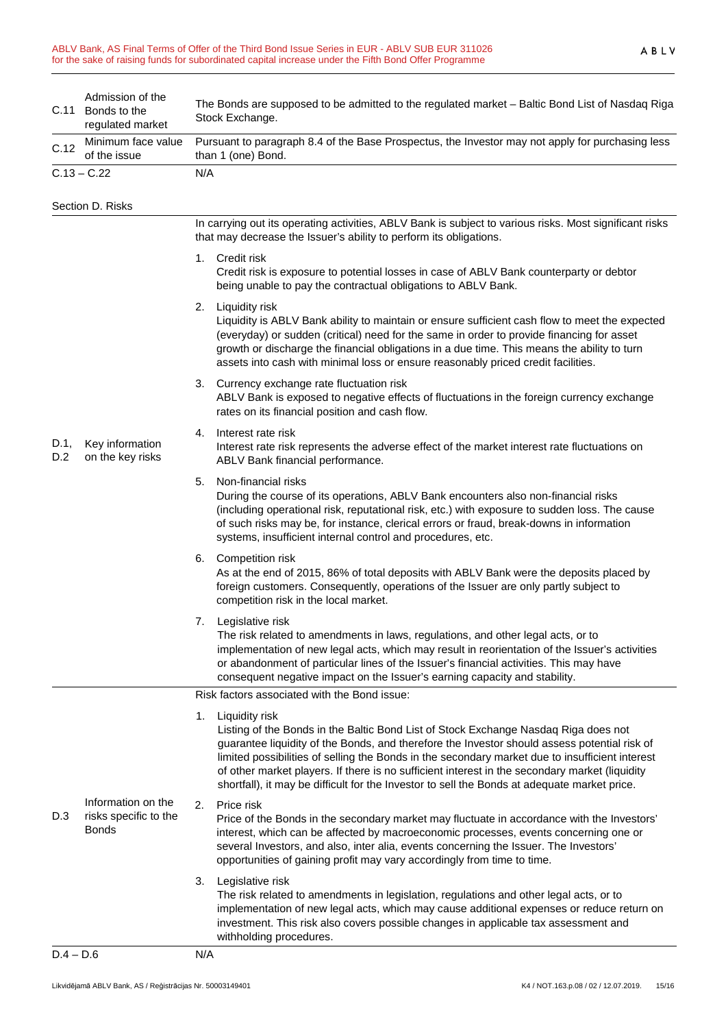| | | |
|---|---|---|
| C.11 | Admission of the Bonds to the regulated market | The Bonds are supposed to be admitted to the regulated market – Baltic Bond List of Nasdaq Riga Stock Exchange. |
| C.12 | Minimum face value of the issue | Pursuant to paragraph 8.4 of the Base Prospectus, the Investor may not apply for purchasing less than 1 (one) Bond. |
| C.13 – C.22 | | N/A |

Section D. Risks

| | | |
|---|---|---|
| D.1, D.2 | Key information on the key risks | In carrying out its operating activities, ABLV Bank is subject to various risks. Most significant risks that may decrease the Issuer's ability to perform its obligations.<br><br>1. Credit risk<br>Credit risk is exposure to potential losses in case of ABLV Bank counterparty or debtor being unable to pay the contractual obligations to ABLV Bank.<br><br>2. Liquidity risk<br>Liquidity is ABLV Bank ability to maintain or ensure sufficient cash flow to meet the expected (everyday) or sudden (critical) need for the same in order to provide financing for asset growth or discharge the financial obligations in a due time. This means the ability to turn assets into cash with minimal loss or ensure reasonably priced credit facilities.<br><br>3. Currency exchange rate fluctuation risk<br>ABLV Bank is exposed to negative effects of fluctuations in the foreign currency exchange rates on its financial position and cash flow.<br><br>4. Interest rate risk<br>Interest rate risk represents the adverse effect of the market interest rate fluctuations on ABLV Bank financial performance.<br><br>5. Non-financial risks<br>During the course of its operations, ABLV Bank encounters also non-financial risks (including operational risk, reputational risk, etc.) with exposure to sudden loss. The cause of such risks may be, for instance, clerical errors or fraud, break-downs in information systems, insufficient internal control and procedures, etc.<br><br>6. Competition risk<br>As at the end of 2015, 86% of total deposits with ABLV Bank were the deposits placed by foreign customers. Consequently, operations of the Issuer are only partly subject to competition risk in the local market.<br><br>7. Legislative risk<br>The risk related to amendments in laws, regulations, and other legal acts, or to implementation of new legal acts, which may result in reorientation of the Issuer's activities or abandonment of particular lines of the Issuer's financial activities. This may have consequent negative impact on the Issuer's earning capacity and stability. |
| D.3 | Information on the risks specific to the Bonds | Risk factors associated with the Bond issue:<br><br>1. Liquidity risk<br>Listing of the Bonds in the Baltic Bond List of Stock Exchange Nasdaq Riga does not guarantee liquidity of the Bonds, and therefore the Investor should assess potential risk of limited possibilities of selling the Bonds in the secondary market due to insufficient interest of other market players. If there is no sufficient interest in the secondary market (liquidity shortfall), it may be difficult for the Investor to sell the Bonds at adequate market price.<br><br>2. Price risk<br>Price of the Bonds in the secondary market may fluctuate in accordance with the Investors' interest, which can be affected by macroeconomic processes, events concerning one or several Investors, and also, inter alia, events concerning the Issuer. The Investors' opportunities of gaining profit may vary accordingly from time to time.<br><br>3. Legislative risk<br>The risk related to amendments in legislation, regulations and other legal acts, or to implementation of new legal acts, which may cause additional expenses or reduce return on investment. This risk also covers possible changes in applicable tax assessment and withholding procedures. |
| D.4 – D.6 | | N/A |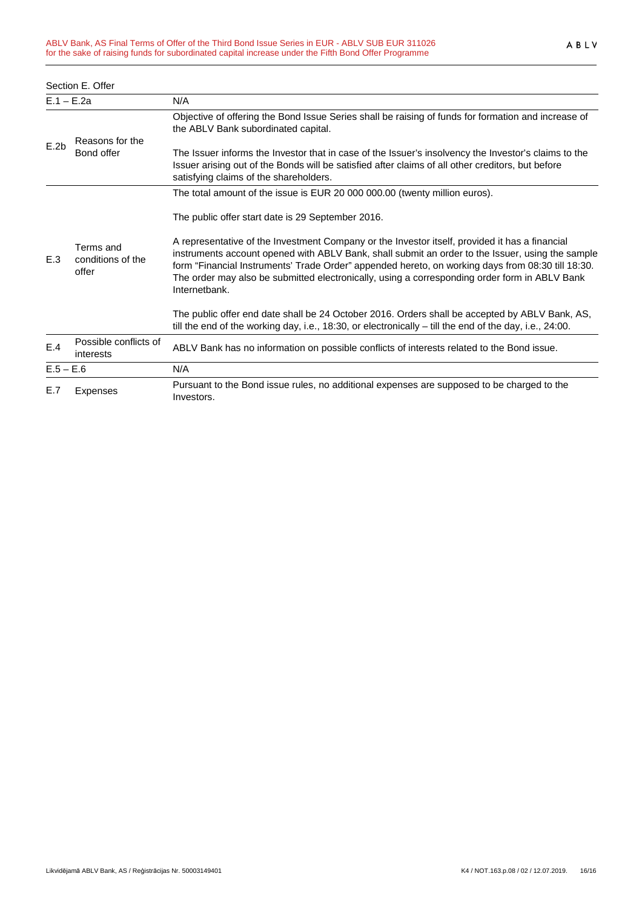Section E. Offer

| | | |
|---|---|---|
| E.1 – E.2a | | N/A |
| E.2b | Reasons for the Bond offer | Objective of offering the Bond Issue Series shall be raising of funds for formation and increase of the ABLV Bank subordinated capital.<br><br>The Issuer informs the Investor that in case of the Issuer's insolvency the Investor's claims to the Issuer arising out of the Bonds will be satisfied after claims of all other creditors, but before satisfying claims of the shareholders. |
| E.3 | Terms and conditions of the offer | The total amount of the issue is EUR 20 000 000.00 (twenty million euros).<br><br>The public offer start date is 29 September 2016.<br><br>A representative of the Investment Company or the Investor itself, provided it has a financial instruments account opened with ABLV Bank, shall submit an order to the Issuer, using the sample form "Financial Instruments' Trade Order" appended hereto, on working days from 08:30 till 18:30. The order may also be submitted electronically, using a corresponding order form in ABLV Bank Internetbank.<br><br>The public offer end date shall be 24 October 2016. Orders shall be accepted by ABLV Bank, AS, till the end of the working day, i.e., 18:30, or electronically – till the end of the day, i.e., 24:00. |
| E.4 | Possible conflicts of interests | ABLV Bank has no information on possible conflicts of interests related to the Bond issue. |
| E.5 – E.6 | | N/A |
| E.7 | Expenses | Pursuant to the Bond issue rules, no additional expenses are supposed to be charged to the Investors. |